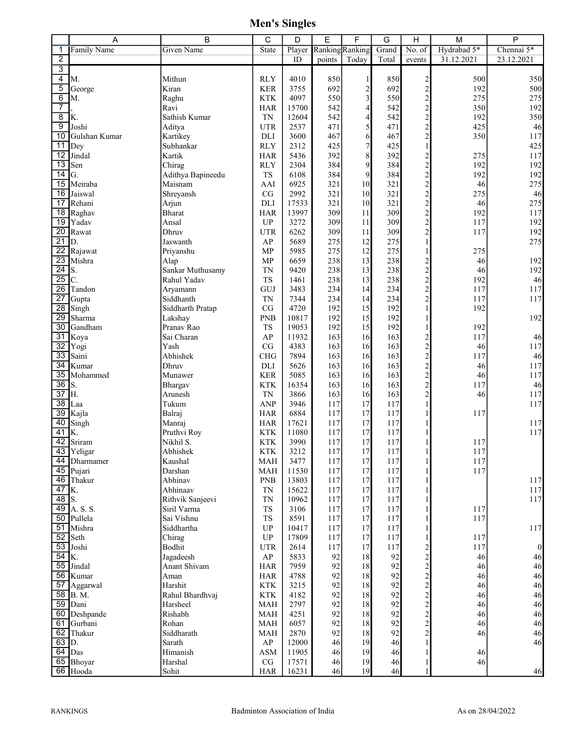# Men's Singles

| | A | B | C | D | E | F | G | H | M | P |
|---|---|---|---|---|---|---|---|---|---|---|
| 1 | Family Name | Given Name | State | Player | Ranking | Ranking | Grand | No. of | Hydrabad 5* | Chennai 5* |
| 2 | | | | ID | points | Today | Total | events | 31.12.2021 | 23.12.2021 |
| 3 | | | | | | | | | | |
| 4 | M. | Mithun | RLY | 4010 | 850 | 1 | 850 | 2 | 500 | 350 |
| 5 | George | Kiran | KER | 3755 | 692 | 2 | 692 | 2 | 192 | 500 |
| 6 | M. | Raghu | KTK | 4097 | 550 | 3 | 550 | 2 | 275 | 275 |
| 7 | , | Ravi | HAR | 15700 | 542 | 4 | 542 | 2 | 350 | 192 |
| 8 | K. | Sathish Kumar | TN | 12604 | 542 | 4 | 542 | 2 | 192 | 350 |
| 9 | Joshi | Aditya | UTR | 2537 | 471 | 5 | 471 | 2 | 425 | 46 |
| 10 | Gulshan Kumar | Kartikey | DLI | 3600 | 467 | 6 | 467 | 2 | 350 | 117 |
| 11 | Dey | Subhankar | RLY | 2312 | 425 | 7 | 425 | 1 | | 425 |
| 12 | Jindal | Kartik | HAR | 5436 | 392 | 8 | 392 | 2 | 275 | 117 |
| 13 | Sen | Chirag | RLY | 2304 | 384 | 9 | 384 | 2 | 192 | 192 |
| 14 | G. | Adithya Bapineedu | TS | 6108 | 384 | 9 | 384 | 2 | 192 | 192 |
| 15 | Meiraba | Maisnam | AAI | 6925 | 321 | 10 | 321 | 2 | 46 | 275 |
| 16 | Jaiswal | Shreyansh | CG | 2992 | 321 | 10 | 321 | 2 | 275 | 46 |
| 17 | Rehani | Arjun | DLI | 17533 | 321 | 10 | 321 | 2 | 46 | 275 |
| 18 | Raghav | Bharat | HAR | 13997 | 309 | 11 | 309 | 2 | 192 | 117 |
| 19 | Yadav | Ansal | UP | 3272 | 309 | 11 | 309 | 2 | 117 | 192 |
| 20 | Rawat | Dhruv | UTR | 6262 | 309 | 11 | 309 | 2 | 117 | 192 |
| 21 | D. | Jaswanth | AP | 5689 | 275 | 12 | 275 | 1 | | 275 |
| 22 | Rajawat | Priyanshu | MP | 5985 | 275 | 12 | 275 | 1 | 275 | |
| 23 | Mishra | Alap | MP | 6659 | 238 | 13 | 238 | 2 | 46 | 192 |
| 24 | S. | Sankar Muthusamy | TN | 9420 | 238 | 13 | 238 | 2 | 46 | 192 |
| 25 | C. | Rahul Yadav | TS | 1461 | 238 | 13 | 238 | 2 | 192 | 46 |
| 26 | Tandon | Aryamann | GUJ | 3483 | 234 | 14 | 234 | 2 | 117 | 117 |
| 27 | Gupta | Siddhanth | TN | 7344 | 234 | 14 | 234 | 2 | 117 | 117 |
| 28 | Singh | Siddharth Pratap | CG | 4720 | 192 | 15 | 192 | 1 | 192 | |
| 29 | Sharma | Lakshay | PNB | 10817 | 192 | 15 | 192 | 1 | | 192 |
| 30 | Gandham | Pranav Rao | TS | 19053 | 192 | 15 | 192 | 1 | 192 | |
| 31 | Koya | Sai Charan | AP | 11932 | 163 | 16 | 163 | 2 | 117 | 46 |
| 32 | Yogi | Yash | CG | 4383 | 163 | 16 | 163 | 2 | 46 | 117 |
| 33 | Saini | Abhishek | CHG | 7894 | 163 | 16 | 163 | 2 | 117 | 46 |
| 34 | Kumar | Dhruv | DLI | 5626 | 163 | 16 | 163 | 2 | 46 | 117 |
| 35 | Mohammed | Munawer | KER | 5085 | 163 | 16 | 163 | 2 | 46 | 117 |
| 36 | S. | Bhargav | KTK | 16354 | 163 | 16 | 163 | 2 | 117 | 46 |
| 37 | H. | Arunesh | TN | 3866 | 163 | 16 | 163 | 2 | 46 | 117 |
| 38 | Laa | Tukum | ANP | 3946 | 117 | 17 | 117 | 1 | | 117 |
| 39 | Kajla | Balraj | HAR | 6884 | 117 | 17 | 117 | 1 | 117 | |
| 40 | Singh | Manraj | HAR | 17621 | 117 | 17 | 117 | 1 | | 117 |
| 41 | K. | Pruthvi Roy | KTK | 11080 | 117 | 17 | 117 | 1 | | 117 |
| 42 | Sriram | Nikhil S. | KTK | 3990 | 117 | 17 | 117 | 1 | 117 | |
| 43 | Yeligar | Abhishek | KTK | 3212 | 117 | 17 | 117 | 1 | 117 | |
| 44 | Dharmamer | Kaushal | MAH | 3477 | 117 | 17 | 117 | 1 | 117 | |
| 45 | Pujari | Darshan | MAH | 11530 | 117 | 17 | 117 | 1 | 117 | |
| 46 | Thakur | Abhinav | PNB | 13803 | 117 | 17 | 117 | 1 | | 117 |
| 47 | K. | Abhinaav | TN | 15622 | 117 | 17 | 117 | 1 | | 117 |
| 48 | S. | Rithvik Sanjeevi | TN | 10962 | 117 | 17 | 117 | 1 | | 117 |
| 49 | A. S. S. | Siril Varma | TS | 3106 | 117 | 17 | 117 | 1 | 117 | |
| 50 | Pullela | Sai Vishnu | TS | 8591 | 117 | 17 | 117 | 1 | 117 | |
| 51 | Mishra | Siddhartha | UP | 10417 | 117 | 17 | 117 | 1 | | 117 |
| 52 | Seth | Chirag | UP | 17809 | 117 | 17 | 117 | 1 | 117 | |
| 53 | Joshi | Bodhit | UTR | 2614 | 117 | 17 | 117 | 2 | 117 | 0 |
| 54 | K. | Jagadeesh | AP | 5833 | 92 | 18 | 92 | 2 | 46 | 46 |
| 55 | Jindal | Anant Shivam | HAR | 7959 | 92 | 18 | 92 | 2 | 46 | 46 |
| 56 | Kumar | Aman | HAR | 4788 | 92 | 18 | 92 | 2 | 46 | 46 |
| 57 | Aggarwal | Harshit | KTK | 3215 | 92 | 18 | 92 | 2 | 46 | 46 |
| 58 | B. M. | Rahul Bhardhvaj | KTK | 4182 | 92 | 18 | 92 | 2 | 46 | 46 |
| 59 | Dani | Harsheel | MAH | 2797 | 92 | 18 | 92 | 2 | 46 | 46 |
| 60 | Deshpande | Rishabh | MAH | 4251 | 92 | 18 | 92 | 2 | 46 | 46 |
| 61 | Gurbani | Rohan | MAH | 6057 | 92 | 18 | 92 | 2 | 46 | 46 |
| 62 | Thakur | Siddharath | MAH | 2870 | 92 | 18 | 92 | 2 | 46 | 46 |
| 63 | D. | Sarath | AP | 12000 | 46 | 19 | 46 | 1 | | 46 |
| 64 | Das | Himanish | ASM | 11905 | 46 | 19 | 46 | 1 | 46 | |
| 65 | Bhoyar | Harshal | CG | 17571 | 46 | 19 | 46 | 1 | 46 | |
| 66 | Hooda | Sohit | HAR | 16231 | 46 | 19 | 46 | 1 | | 46 |

RANKINGS — Badminton Association of India — As on 28/04/2022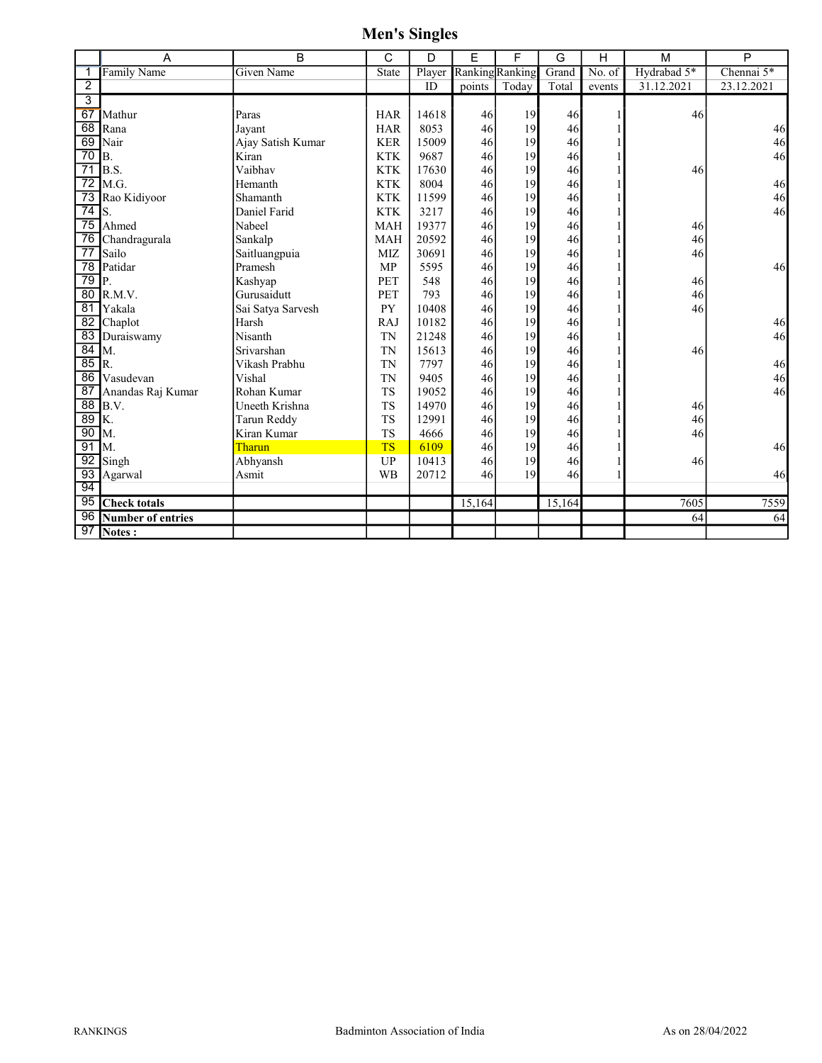# Men's Singles

| | A | B | C | D | E | F | G | H | M | P |
|---|---|---|---|---|---|---|---|---|---|---|
| 1 | Family Name | Given Name | State | Player | Ranking | Ranking | Grand | No. of | Hydrabad 5* | Chennai 5* |
| 2 | | | | ID | points | Today | Total | events | 31.12.2021 | 23.12.2021 |
| 3 | | | | | | | | | | |
| 67 | Mathur | Paras | HAR | 14618 | 46 | 19 | 46 | 1 | 46 | |
| 68 | Rana | Jayant | HAR | 8053 | 46 | 19 | 46 | 1 | | 46 |
| 69 | Nair | Ajay Satish Kumar | KER | 15009 | 46 | 19 | 46 | 1 | | 46 |
| 70 | B. | Kiran | KTK | 9687 | 46 | 19 | 46 | 1 | | 46 |
| 71 | B.S. | Vaibhav | KTK | 17630 | 46 | 19 | 46 | 1 | 46 | |
| 72 | M.G. | Hemanth | KTK | 8004 | 46 | 19 | 46 | 1 | | 46 |
| 73 | Rao Kidiyoor | Shamanth | KTK | 11599 | 46 | 19 | 46 | 1 | | 46 |
| 74 | S. | Daniel Farid | KTK | 3217 | 46 | 19 | 46 | 1 | | 46 |
| 75 | Ahmed | Nabeel | MAH | 19377 | 46 | 19 | 46 | 1 | 46 | |
| 76 | Chandragurala | Sankalp | MAH | 20592 | 46 | 19 | 46 | 1 | 46 | |
| 77 | Sailo | Saitluangpuia | MIZ | 30691 | 46 | 19 | 46 | 1 | 46 | |
| 78 | Patidar | Pramesh | MP | 5595 | 46 | 19 | 46 | 1 | | 46 |
| 79 | P. | Kashyap | PET | 548 | 46 | 19 | 46 | 1 | 46 | |
| 80 | R.M.V. | Gurusaidutt | PET | 793 | 46 | 19 | 46 | 1 | 46 | |
| 81 | Yakala | Sai Satya Sarvesh | PY | 10408 | 46 | 19 | 46 | 1 | 46 | |
| 82 | Chaplot | Harsh | RAJ | 10182 | 46 | 19 | 46 | 1 | | 46 |
| 83 | Duraiswamy | Nisanth | TN | 21248 | 46 | 19 | 46 | 1 | | 46 |
| 84 | M. | Srivarshan | TN | 15613 | 46 | 19 | 46 | 1 | 46 | |
| 85 | R. | Vikash Prabhu | TN | 7797 | 46 | 19 | 46 | 1 | | 46 |
| 86 | Vasudevan | Vishal | TN | 9405 | 46 | 19 | 46 | 1 | | 46 |
| 87 | Anandas Raj Kumar | Rohan Kumar | TS | 19052 | 46 | 19 | 46 | 1 | | 46 |
| 88 | B.V. | Uneeth Krishna | TS | 14970 | 46 | 19 | 46 | 1 | 46 | |
| 89 | K. | Tarun Reddy | TS | 12991 | 46 | 19 | 46 | 1 | 46 | |
| 90 | M. | Kiran Kumar | TS | 4666 | 46 | 19 | 46 | 1 | 46 | |
| 91 | M. | Tharun | TS | 6109 | 46 | 19 | 46 | 1 | | 46 |
| 92 | Singh | Abhyansh | UP | 10413 | 46 | 19 | 46 | 1 | 46 | |
| 93 | Agarwal | Asmit | WB | 20712 | 46 | 19 | 46 | 1 | | 46 |
| 94 | | | | | | | | | | |
| 95 | **Check totals** | | | | 15,164 | | 15,164 | | 7605 | 7559 |
| 96 | **Number of entries** | | | | | | | | 64 | 64 |
| 97 | **Notes :** | | | | | | | | | |